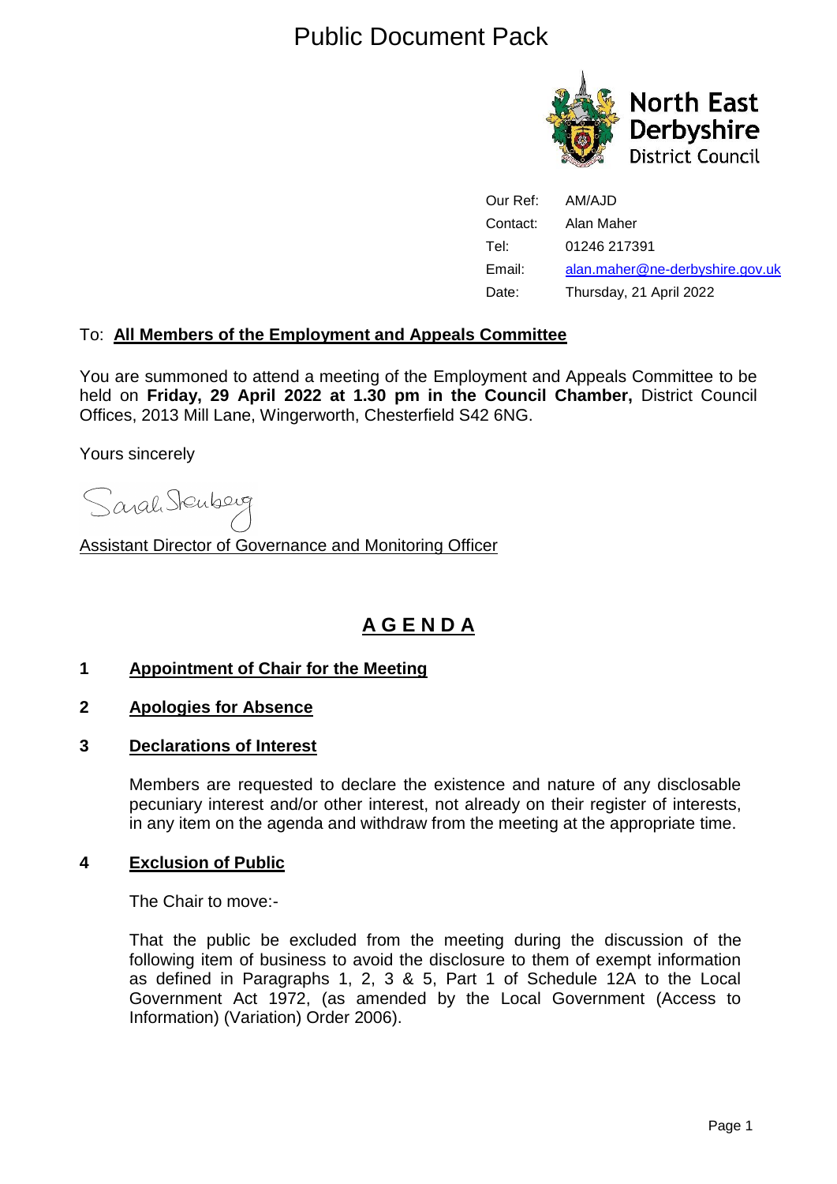# Public Document Pack

North East Derbyshire District Council

| | |
|---|---|
| Our Ref: | AM/AJD |
| Contact: | Alan Maher |
| Tel: | 01246 217391 |
| Email: | alan.maher@ne-derbyshire.gov.uk |
| Date: | Thursday, 21 April 2022 |

To: **All Members of the Employment and Appeals Committee**

You are summoned to attend a meeting of the Employment and Appeals Committee to be held on **Friday, 29 April 2022 at 1.30 pm in the Council Chamber,** District Council Offices, 2013 Mill Lane, Wingerworth, Chesterfield S42 6NG.

Yours sincerely

Sarah Sternberg

Assistant Director of Governance and Monitoring Officer

## A G E N D A

**1 Appointment of Chair for the Meeting**

**2 Apologies for Absence**

**3 Declarations of Interest**

Members are requested to declare the existence and nature of any disclosable pecuniary interest and/or other interest, not already on their register of interests, in any item on the agenda and withdraw from the meeting at the appropriate time.

**4 Exclusion of Public**

The Chair to move:-

That the public be excluded from the meeting during the discussion of the following item of business to avoid the disclosure to them of exempt information as defined in Paragraphs 1, 2, 3 & 5, Part 1 of Schedule 12A to the Local Government Act 1972, (as amended by the Local Government (Access to Information) (Variation) Order 2006).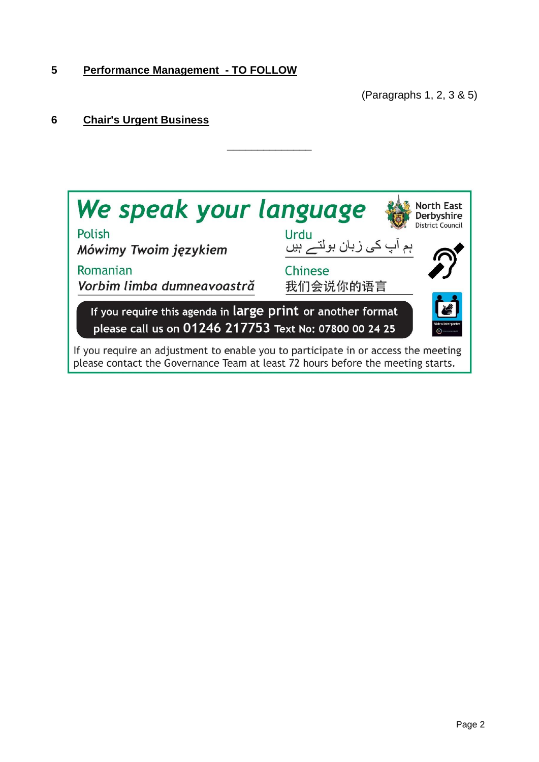**5 Performance Management - TO FOLLOW**

(Paragraphs 1, 2, 3 & 5)

**6 Chair's Urgent Business**

_______________

*We speak your language*

North East Derbyshire District Council

Polish
*Mówimy Twoim językiem*

Urdu
ہم آپ کی زبان بولتے ہیں

Romanian
*Vorbim limba dumneavoastră*

Chinese
我们会说你的语言

If you require this agenda in **large print** or another format please call us on **01246 217753** Text No: 07800 00 24 25

Video Interpreter

If you require an adjustment to enable you to participate in or access the meeting please contact the Governance Team at least 72 hours before the meeting starts.